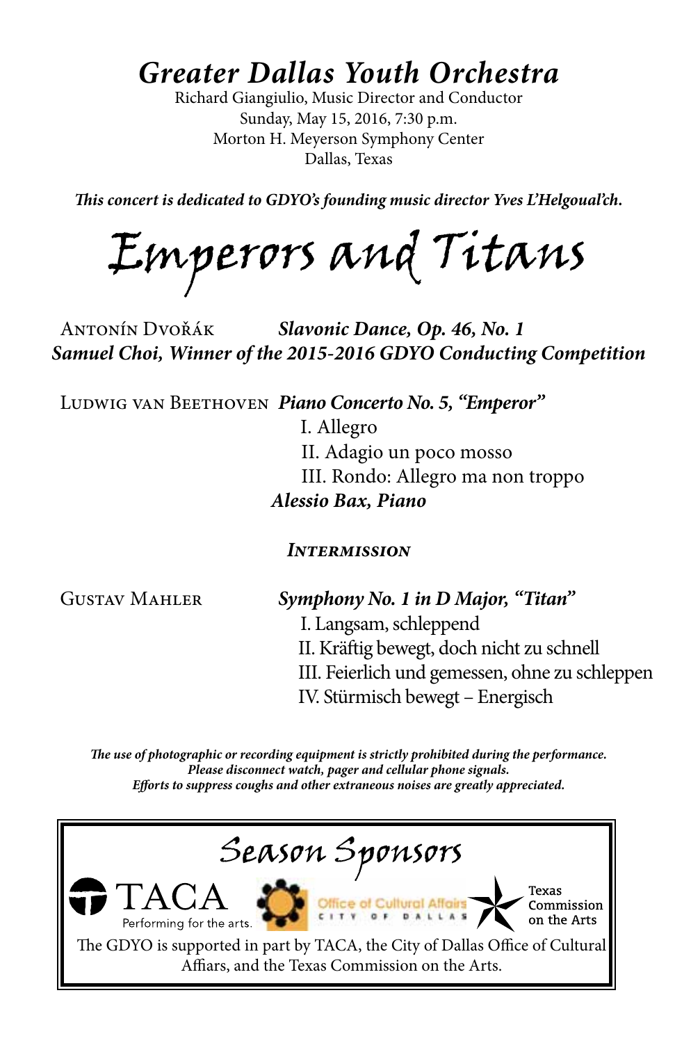# *Greater Dallas Youth Orchestra*

Richard Giangiulio, Music Director and Conductor
Sunday, May 15, 2016, 7:30 p.m.
Morton H. Meyerson Symphony Center
Dallas, Texas

***This concert is dedicated to GDYO's founding music director Yves L'Helgoual'ch.***

## Emperors and Titans

Antonín Dvořák — ***Slavonic Dance, Op. 46, No. 1***

***Samuel Choi, Winner of the 2015-2016 GDYO Conducting Competition***

Ludwig van Beethoven — ***Piano Concerto No. 5, "Emperor"***

I. Allegro
II. Adagio un poco mosso
III. Rondo: Allegro ma non troppo

***Alessio Bax, Piano***

***Intermission***

Gustav Mahler — ***Symphony No. 1 in D Major, "Titan"***

I. Langsam, schleppend
II. Kräftig bewegt, doch nicht zu schnell
III. Feierlich und gemessen, ohne zu schleppen
IV. Stürmisch bewegt – Energisch

***The use of photographic or recording equipment is strictly prohibited during the performance.***
***Please disconnect watch, pager and cellular phone signals.***
***Efforts to suppress coughs and other extraneous noises are greatly appreciated.***

## Season Sponsors

TACA Performing for the arts.
Office of Cultural Affairs CITY OF DALLAS
Texas Commission on the Arts

The GDYO is supported in part by TACA, the City of Dallas Office of Cultural Affiars, and the Texas Commission on the Arts.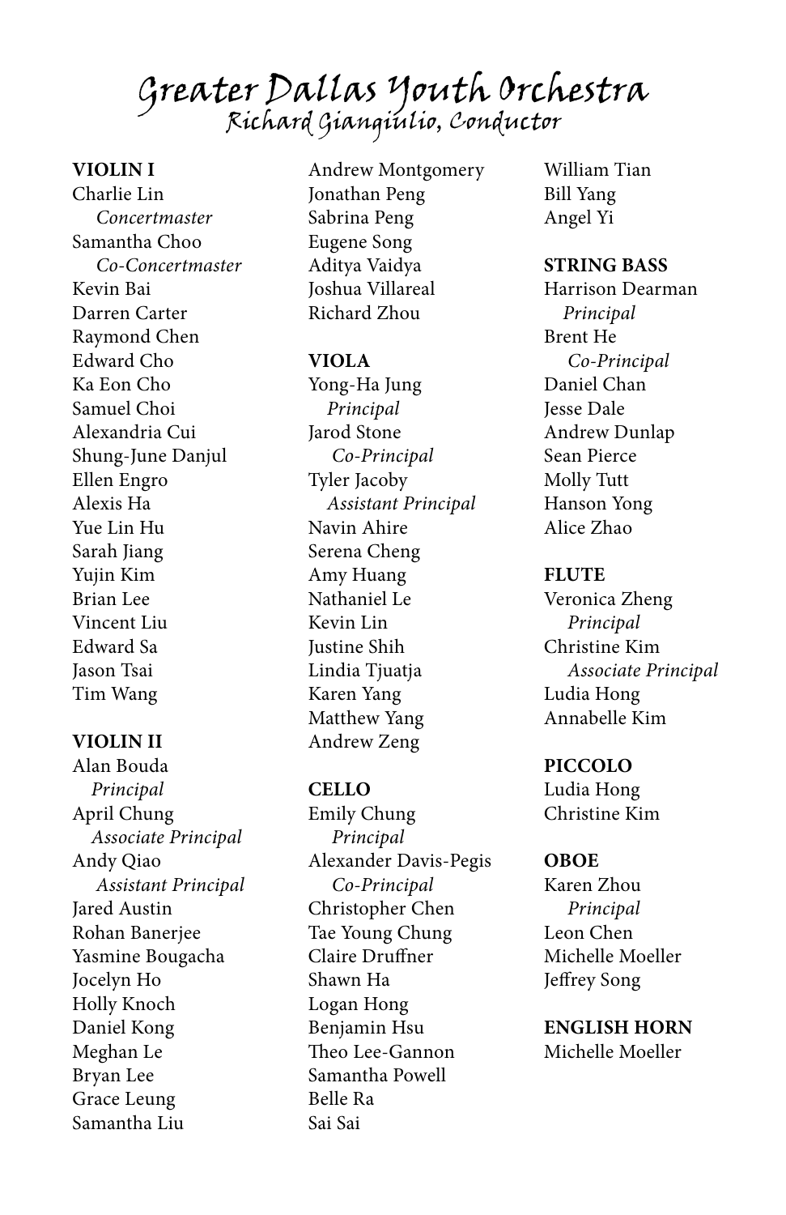# Greater Dallas Youth Orchestra

## Richard Giangiulio, Conductor

**VIOLIN I**

Charlie Lin
*Concertmaster*
Samantha Choo
*Co-Concertmaster*
Kevin Bai
Darren Carter
Raymond Chen
Edward Cho
Ka Eon Cho
Samuel Choi
Alexandria Cui
Shung-June Danjul
Ellen Engro
Alexis Ha
Yue Lin Hu
Sarah Jiang
Yujin Kim
Brian Lee
Vincent Liu
Edward Sa
Jason Tsai
Tim Wang

**VIOLIN II**

Alan Bouda
*Principal*
April Chung
*Associate Principal*
Andy Qiao
*Assistant Principal*
Jared Austin
Rohan Banerjee
Yasmine Bougacha
Jocelyn Ho
Holly Knoch
Daniel Kong
Meghan Le
Bryan Lee
Grace Leung
Samantha Liu
Andrew Montgomery
Jonathan Peng
Sabrina Peng
Eugene Song
Aditya Vaidya
Joshua Villareal
Richard Zhou

**VIOLA**

Yong-Ha Jung
*Principal*
Jarod Stone
*Co-Principal*
Tyler Jacoby
*Assistant Principal*
Navin Ahire
Serena Cheng
Amy Huang
Nathaniel Le
Kevin Lin
Justine Shih
Lindia Tjuatja
Karen Yang
Matthew Yang
Andrew Zeng

**CELLO**

Emily Chung
*Principal*
Alexander Davis-Pegis
*Co-Principal*
Christopher Chen
Tae Young Chung
Claire Druffner
Shawn Ha
Logan Hong
Benjamin Hsu
Theo Lee-Gannon
Samantha Powell
Belle Ra
Sai Sai
William Tian
Bill Yang
Angel Yi

**STRING BASS**

Harrison Dearman
*Principal*
Brent He
*Co-Principal*
Daniel Chan
Jesse Dale
Andrew Dunlap
Sean Pierce
Molly Tutt
Hanson Yong
Alice Zhao

**FLUTE**

Veronica Zheng
*Principal*
Christine Kim
*Associate Principal*
Ludia Hong
Annabelle Kim

**PICCOLO**

Ludia Hong
Christine Kim

**OBOE**

Karen Zhou
*Principal*
Leon Chen
Michelle Moeller
Jeffrey Song

**ENGLISH HORN**

Michelle Moeller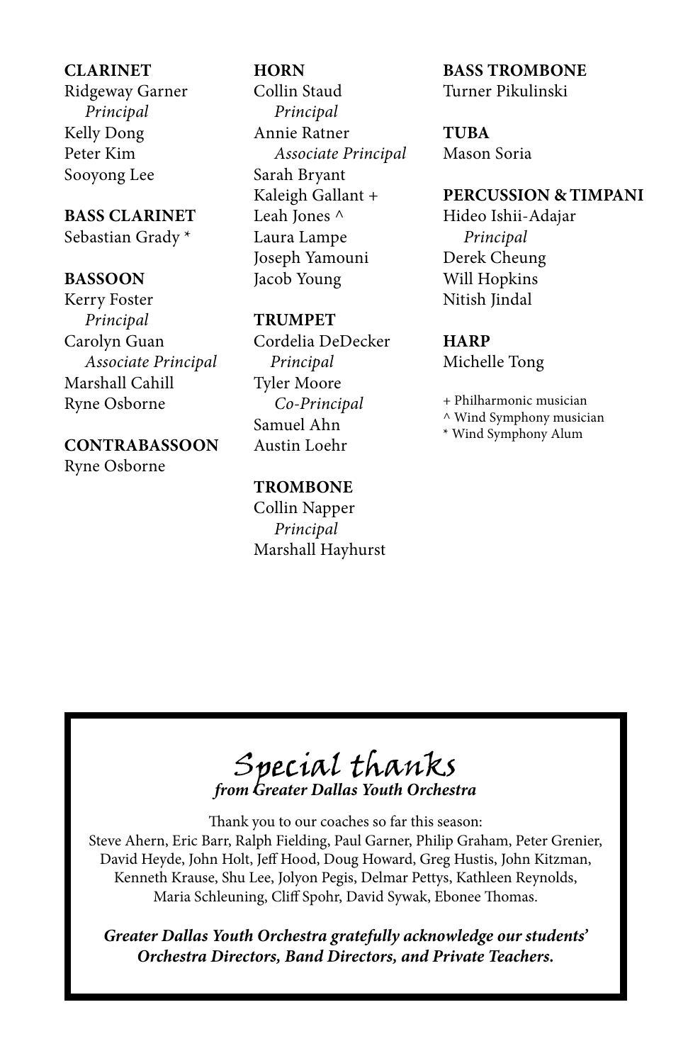**CLARINET**
Ridgeway Garner
*Principal*
Kelly Dong
Peter Kim
Sooyong Lee

**BASS CLARINET**
Sebastian Grady *

**BASSOON**
Kerry Foster
*Principal*
Carolyn Guan
*Associate Principal*
Marshall Cahill
Ryne Osborne

**CONTRABASSOON**
Ryne Osborne

**HORN**
Collin Staud
*Principal*
Annie Ratner
*Associate Principal*
Sarah Bryant
Kaleigh Gallant +
Leah Jones ^
Laura Lampe
Joseph Yamouni
Jacob Young

**TRUMPET**
Cordelia DeDecker
*Principal*
Tyler Moore
*Co-Principal*
Samuel Ahn
Austin Loehr

**TROMBONE**
Collin Napper
*Principal*
Marshall Hayhurst

**BASS TROMBONE**
Turner Pikulinski

**TUBA**
Mason Soria

**PERCUSSION & TIMPANI**
Hideo Ishii-Adajar
*Principal*
Derek Cheung
Will Hopkins
Nitish Jindal

**HARP**
Michelle Tong

+ Philharmonic musician
^ Wind Symphony musician
* Wind Symphony Alum

## Special thanks
***from Greater Dallas Youth Orchestra***

Thank you to our coaches so far this season:
Steve Ahern, Eric Barr, Ralph Fielding, Paul Garner, Philip Graham, Peter Grenier, David Heyde, John Holt, Jeff Hood, Doug Howard, Greg Hustis, John Kitzman, Kenneth Krause, Shu Lee, Jolyon Pegis, Delmar Pettys, Kathleen Reynolds, Maria Schleuning, Cliff Spohr, David Sywak, Ebonee Thomas.

***Greater Dallas Youth Orchestra gratefully acknowledge our students' Orchestra Directors, Band Directors, and Private Teachers.***